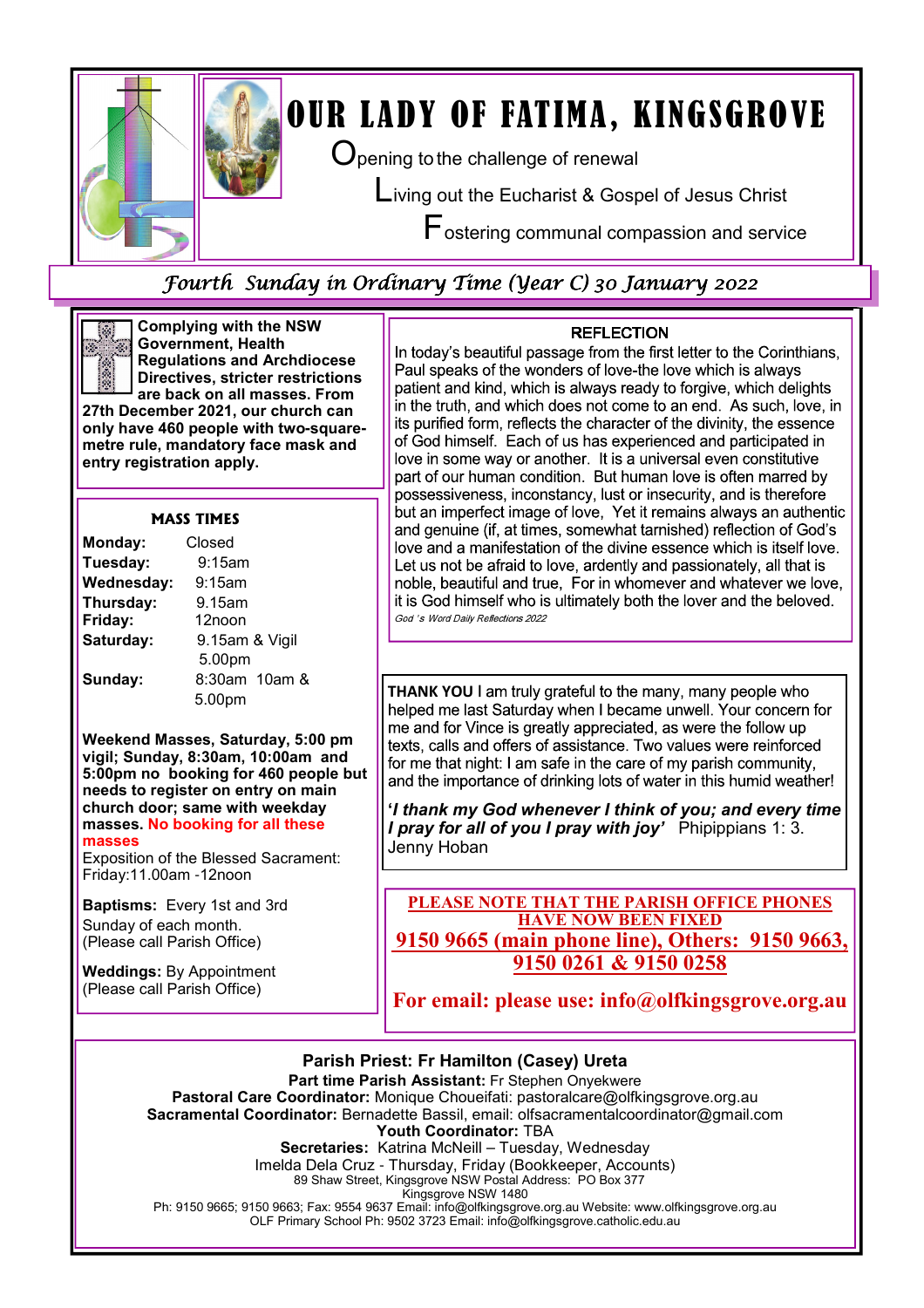# OUR LADY OF FATIMA, KINGSGROVE

Opening to the challenge of renewal

Living out the Eucharist & Gospel of Jesus Christ

Fostering communal compassion and service

## *Fourth Sunday in Ordinary Time (Year C) 30 January 2022*

**Complying with the NSW Government, Health Regulations and Archdiocese Directives, stricter restrictions are back on all masses. From 27th December 2021, our church can only have 460 people with two-square-metre rule, mandatory face mask and entry registration apply.**

### MASS TIMES

| | |
|---|---|
| **Monday:** | Closed |
| **Tuesday:** | 9:15am |
| **Wednesday:** | 9:15am |
| **Thursday:** | 9.15am |
| **Friday:** | 12noon |
| **Saturday:** | 9.15am & Vigil 5.00pm |
| **Sunday:** | 8:30am 10am & 5.00pm |

**Weekend Masses, Saturday, 5:00 pm vigil; Sunday, 8:30am, 10:00am and 5:00pm no booking for 460 people but needs to register on entry on main church door; same with weekday masses. No booking for all these masses**

Exposition of the Blessed Sacrament: Friday:11.00am -12noon

**Baptisms:** Every 1st and 3rd Sunday of each month. (Please call Parish Office)

**Weddings:** By Appointment (Please call Parish Office)

### REFLECTION

In today's beautiful passage from the first letter to the Corinthians, Paul speaks of the wonders of love-the love which is always patient and kind, which is always ready to forgive, which delights in the truth, and which does not come to an end. As such, love, in its purified form, reflects the character of the divinity, the essence of God himself. Each of us has experienced and participated in love in some way or another. It is a universal even constitutive part of our human condition. But human love is often marred by possessiveness, inconstancy, lust or insecurity, and is therefore but an imperfect image of love, Yet it remains always an authentic and genuine (if, at times, somewhat tarnished) reflection of God's love and a manifestation of the divine essence which is itself love. Let us not be afraid to love, ardently and passionately, all that is noble, beautiful and true, For in whomever and whatever we love, it is God himself who is ultimately both the lover and the beloved.

*God 's Word Daily Reflections 2022*

**THANK YOU** I am truly grateful to the many, many people who helped me last Saturday when I became unwell. Your concern for me and for Vince is greatly appreciated, as were the follow up texts, calls and offers of assistance. Two values were reinforced for me that night: I am safe in the care of my parish community, and the importance of drinking lots of water in this humid weather!

***'I thank my God whenever I think of you; and every time I pray for all of you I pray with joy'*** Phipippians 1: 3.
Jenny Hoban

**PLEASE NOTE THAT THE PARISH OFFICE PHONES HAVE NOW BEEN FIXED**
**9150 9665 (main phone line), Others: 9150 9663, 9150 0261 & 9150 0258**

**For email: please use: info@olfkingsgrove.org.au**

**Parish Priest: Fr Hamilton (Casey) Ureta**
**Part time Parish Assistant:** Fr Stephen Onyekwere
**Pastoral Care Coordinator:** Monique Choueifati: pastoralcare@olfkingsgrove.org.au
**Sacramental Coordinator:** Bernadette Bassil, email: olfsacramentalcoordinator@gmail.com
**Youth Coordinator:** TBA
**Secretaries:** Katrina McNeill – Tuesday, Wednesday
Imelda Dela Cruz - Thursday, Friday (Bookkeeper, Accounts)
89 Shaw Street, Kingsgrove NSW Postal Address: PO Box 377
Kingsgrove NSW 1480
Ph: 9150 9665; 9150 9663; Fax: 9554 9637 Email: info@olfkingsgrove.org.au Website: www.olfkingsgrove.org.au
OLF Primary School Ph: 9502 3723 Email: info@olfkingsgrove.catholic.edu.au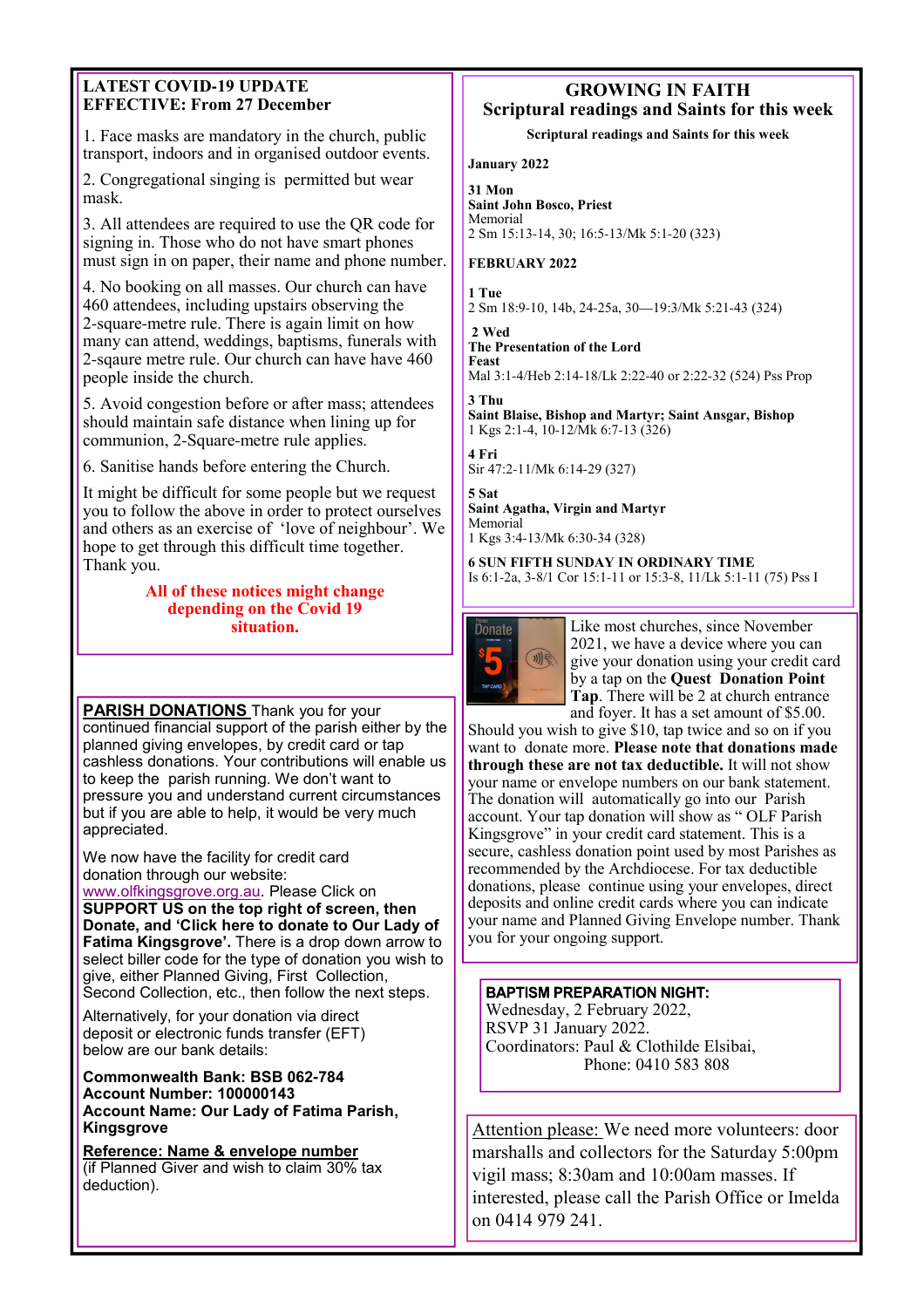## LATEST COVID-19 UPDATE
## EFFECTIVE: From 27 December

1. Face masks are mandatory in the church, public transport, indoors and in organised outdoor events.

2. Congregational singing is permitted but wear mask.

3. All attendees are required to use the QR code for signing in. Those who do not have smart phones must sign in on paper, their name and phone number.

4. No booking on all masses. Our church can have 460 attendees, including upstairs observing the 2-square-metre rule. There is again limit on how many can attend, weddings, baptisms, funerals with 2-sqaure metre rule. Our church can have have 460 people inside the church.

5. Avoid congestion before or after mass; attendees should maintain safe distance when lining up for communion, 2-Square-metre rule applies.

6. Sanitise hands before entering the Church.

It might be difficult for some people but we request you to follow the above in order to protect ourselves and others as an exercise of 'love of neighbour'. We hope to get through this difficult time together. Thank you.

**All of these notices might change depending on the Covid 19 situation.**

**PARISH DONATIONS** Thank you for your continued financial support of the parish either by the planned giving envelopes, by credit card or tap cashless donations. Your contributions will enable us to keep the parish running. We don't want to pressure you and understand current circumstances but if you are able to help, it would be very much appreciated.

We now have the facility for credit card donation through our website: www.olfkingsgrove.org.au. Please Click on **SUPPORT US on the top right of screen, then Donate, and 'Click here to donate to Our Lady of Fatima Kingsgrove'.** There is a drop down arrow to select biller code for the type of donation you wish to give, either Planned Giving, First Collection, Second Collection, etc., then follow the next steps.

Alternatively, for your donation via direct deposit or electronic funds transfer (EFT) below are our bank details:

**Commonwealth Bank: BSB 062-784**
**Account Number: 100000143**
**Account Name: Our Lady of Fatima Parish, Kingsgrove**

**Reference: Name & envelope number**
(if Planned Giver and wish to claim 30% tax deduction).

## GROWING IN FAITH
## Scriptural readings and Saints for this week

**Scriptural readings and Saints for this week**

**January 2022**

**31 Mon**
**Saint John Bosco, Priest**
Memorial
2 Sm 15:13-14, 30; 16:5-13/Mk 5:1-20 (323)

**FEBRUARY 2022**

**1 Tue**
2 Sm 18:9-10, 14b, 24-25a, 30—19:3/Mk 5:21-43 (324)

**2 Wed**
**The Presentation of the Lord**
**Feast**
Mal 3:1-4/Heb 2:14-18/Lk 2:22-40 or 2:22-32 (524) Pss Prop

**3 Thu**
**Saint Blaise, Bishop and Martyr; Saint Ansgar, Bishop**
1 Kgs 2:1-4, 10-12/Mk 6:7-13 (326)

**4 Fri**
Sir 47:2-11/Mk 6:14-29 (327)

**5 Sat**
**Saint Agatha, Virgin and Martyr**
Memorial
1 Kgs 3:4-13/Mk 6:30-34 (328)

**6 SUN FIFTH SUNDAY IN ORDINARY TIME**
Is 6:1-2a, 3-8/1 Cor 15:1-11 or 15:3-8, 11/Lk 5:1-11 (75) Pss I

Like most churches, since November 2021, we have a device where you can give your donation using your credit card by a tap on the **Quest Donation Point Tap**. There will be 2 at church entrance and foyer. It has a set amount of $5.00. Should you wish to give $10, tap twice and so on if you want to donate more. **Please note that donations made through these are not tax deductible.** It will not show your name or envelope numbers on our bank statement. The donation will automatically go into our Parish account. Your tap donation will show as " OLF Parish Kingsgrove" in your credit card statement. This is a secure, cashless donation point used by most Parishes as recommended by the Archdiocese. For tax deductible donations, please continue using your envelopes, direct deposits and online credit cards where you can indicate your name and Planned Giving Envelope number. Thank you for your ongoing support.

**BAPTISM PREPARATION NIGHT:**
Wednesday, 2 February 2022,
RSVP 31 January 2022.
Coordinators: Paul & Clothilde Elsibai,
Phone: 0410 583 808

Attention please: We need more volunteers: door marshalls and collectors for the Saturday 5:00pm vigil mass; 8:30am and 10:00am masses. If interested, please call the Parish Office or Imelda on 0414 979 241.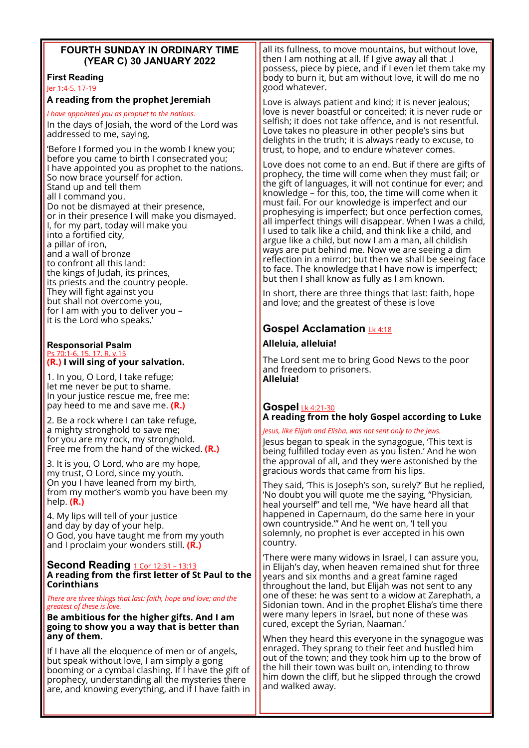## FOURTH SUNDAY IN ORDINARY TIME (YEAR C) 30 JANUARY 2022

### First Reading

Jer 1:4-5. 17-19

**A reading from the prophet Jeremiah**

*I have appointed you as prophet to the nations.*

In the days of Josiah, the word of the Lord was addressed to me, saying,

'Before I formed you in the womb I knew you;
before you came to birth I consecrated you;
I have appointed you as prophet to the nations.
So now brace yourself for action.
Stand up and tell them
all I command you.
Do not be dismayed at their presence,
or in their presence I will make you dismayed.
I, for my part, today will make you
into a fortified city,
a pillar of iron,
and a wall of bronze
to confront all this land:
the kings of Judah, its princes,
its priests and the country people.
They will fight against you
but shall not overcome you,
for I am with you to deliver you –
it is the Lord who speaks.'

### Responsorial Psalm

Ps 70:1-6. 15. 17. R. v.15

**(R.) I will sing of your salvation.**

1. In you, O Lord, I take refuge;
let me never be put to shame.
In your justice rescue me, free me:
pay heed to me and save me. **(R.)**

2. Be a rock where I can take refuge,
a mighty stronghold to save me;
for you are my rock, my stronghold.
Free me from the hand of the wicked. **(R.)**

3. It is you, O Lord, who are my hope,
my trust, O Lord, since my youth.
On you I have leaned from my birth,
from my mother's womb you have been my help. **(R.)**

4. My lips will tell of your justice
and day by day of your help.
O God, you have taught me from my youth
and I proclaim your wonders still. **(R.)**

### Second Reading

1 Cor 12:31 – 13:13

**A reading from the first letter of St Paul to the Corinthians**

*There are three things that last: faith, hope and love; and the greatest of these is love.*

**Be ambitious for the higher gifts. And I am going to show you a way that is better than any of them.**

If I have all the eloquence of men or of angels, but speak without love, I am simply a gong booming or a cymbal clashing. If I have the gift of prophecy, understanding all the mysteries there are, and knowing everything, and if I have faith in all its fullness, to move mountains, but without love, then I am nothing at all. If I give away all that .I possess, piece by piece, and if I even let them take my body to burn it, but am without love, it will do me no good whatever.

Love is always patient and kind; it is never jealous; love is never boastful or conceited; it is never rude or selfish; it does not take offence, and is not resentful. Love takes no pleasure in other people's sins but delights in the truth; it is always ready to excuse, to trust, to hope, and to endure whatever comes.

Love does not come to an end. But if there are gifts of prophecy, the time will come when they must fail; or the gift of languages, it will not continue for ever; and knowledge – for this, too, the time will come when it must fail. For our knowledge is imperfect and our prophesying is imperfect; but once perfection comes, all imperfect things will disappear. When I was a child, I used to talk like a child, and think like a child, and argue like a child, but now I am a man, all childish ways are put behind me. Now we are seeing a dim reflection in a mirror; but then we shall be seeing face to face. The knowledge that I have now is imperfect; but then I shall know as fully as I am known.

In short, there are three things that last: faith, hope and love; and the greatest of these is love

### Gospel Acclamation

Lk 4:18

**Alleluia, alleluia!**

The Lord sent me to bring Good News to the poor
and freedom to prisoners.
**Alleluia!**

### Gospel

Lk 4:21-30

**A reading from the holy Gospel according to Luke**

*Jesus, like Elijah and Elisha, was not sent only to the Jews.*

Jesus began to speak in the synagogue, 'This text is being fulfilled today even as you listen.' And he won the approval of all, and they were astonished by the gracious words that came from his lips.

They said, 'This is Joseph's son, surely?' But he replied, 'No doubt you will quote me the saying, "Physician, heal yourself" and tell me, "We have heard all that happened in Capernaum, do the same here in your own countryside."' And he went on, 'I tell you solemnly, no prophet is ever accepted in his own country.

'There were many widows in Israel, I can assure you, in Elijah's day, when heaven remained shut for three years and six months and a great famine raged throughout the land, but Elijah was not sent to any one of these: he was sent to a widow at Zarephath, a Sidonian town. And in the prophet Elisha's time there were many lepers in Israel, but none of these was cured, except the Syrian, Naaman.'

When they heard this everyone in the synagogue was enraged. They sprang to their feet and hustled him out of the town; and they took him up to the brow of the hill their town was built on, intending to throw him down the cliff, but he slipped through the crowd and walked away.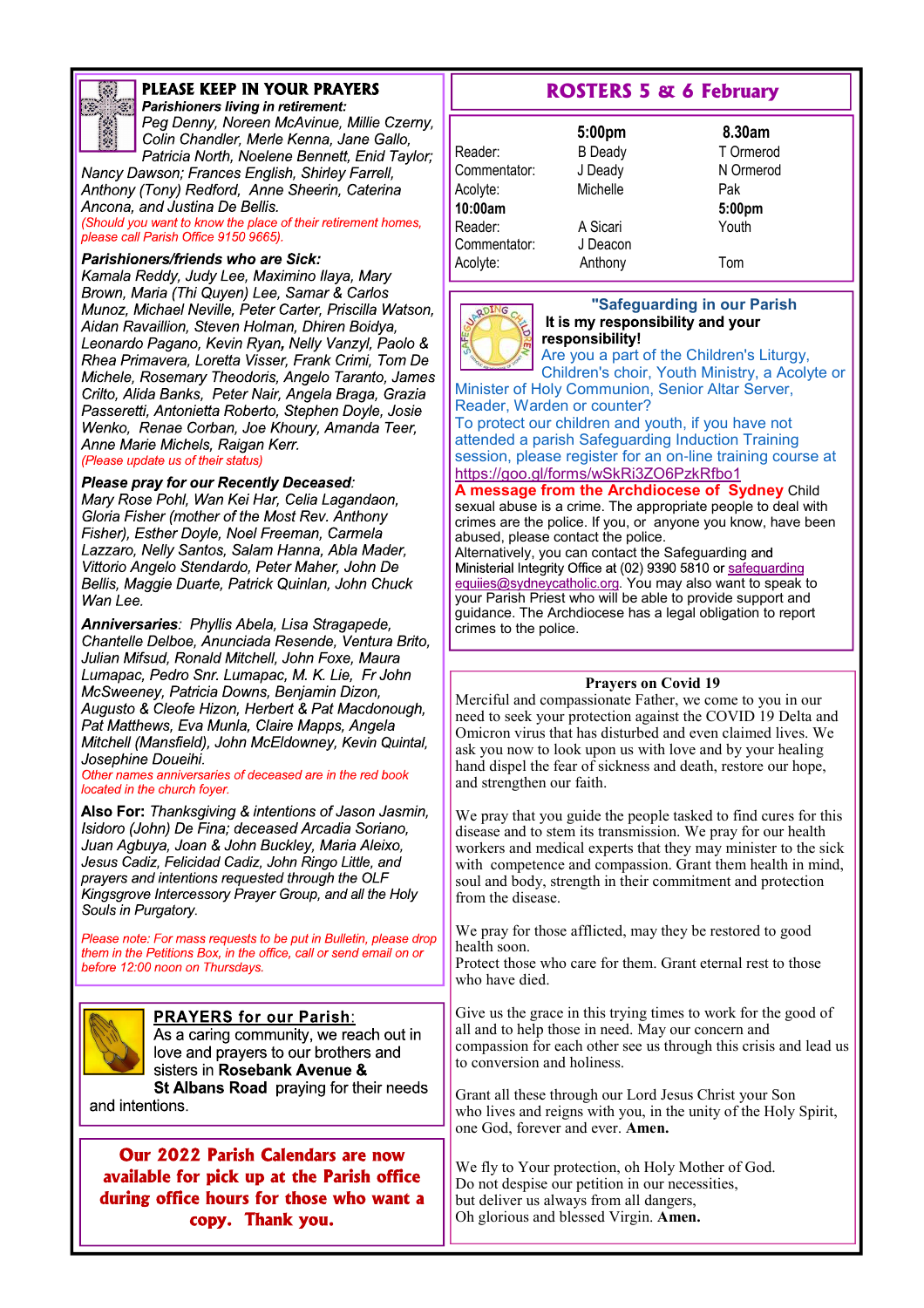## PLEASE KEEP IN YOUR PRAYERS

***Parishioners living in retirement:***

*Peg Denny, Noreen McAvinue, Millie Czerny, Colin Chandler, Merle Kenna, Jane Gallo, Patricia North, Noelene Bennett, Enid Taylor; Nancy Dawson; Frances English, Shirley Farrell, Anthony (Tony) Redford, Anne Sheerin, Caterina Ancona, and Justina De Bellis.*

*(Should you want to know the place of their retirement homes, please call Parish Office 9150 9665).*

***Parishioners/friends who are Sick:***

*Kamala Reddy, Judy Lee, Maximino Ilaya, Mary Brown, Maria (Thi Quyen) Lee, Samar & Carlos Munoz, Michael Neville, Peter Carter, Priscilla Watson, Aidan Ravaillion, Steven Holman, Dhiren Boidya, Leonardo Pagano, Kevin Ryan, Nelly Vanzyl, Paolo & Rhea Primavera, Loretta Visser, Frank Crimi, Tom De Michele, Rosemary Theodoris, Angelo Taranto, James Crilto, Alida Banks, Peter Nair, Angela Braga, Grazia Passeretti, Antonietta Roberto, Stephen Doyle, Josie Wenko, Renae Corban, Joe Khoury, Amanda Teer, Anne Marie Michels, Raigan Kerr.*

*(Please update us of their status)*

***Please pray for our Recently Deceased:***

*Mary Rose Pohl, Wan Kei Har, Celia Lagandaon, Gloria Fisher (mother of the Most Rev. Anthony Fisher), Esther Doyle, Noel Freeman, Carmela Lazzaro, Nelly Santos, Salam Hanna, Abla Mader, Vittorio Angelo Stendardo, Peter Maher, John De Bellis, Maggie Duarte, Patrick Quinlan, John Chuck Wan Lee.*

***Anniversaries**: Phyllis Abela, Lisa Stragapede, Chantelle Delboe, Anunciada Resende, Ventura Brito, Julian Mifsud, Ronald Mitchell, John Foxe, Maura Lumapac, Pedro Snr. Lumapac, M. K. Lie, Fr John McSweeney, Patricia Downs, Benjamin Dizon, Augusto & Cleofe Hizon, Herbert & Pat Macdonough, Pat Matthews, Eva Munla, Claire Mapps, Angela Mitchell (Mansfield), John McEldowney, Kevin Quintal, Josephine Doueihi.*

*Other names anniversaries of deceased are in the red book located in the church foyer.*

**Also For:** *Thanksgiving & intentions of Jason Jasmin, Isidoro (John) De Fina; deceased Arcadia Soriano, Juan Agbuya, Joan & John Buckley, Maria Aleixo, Jesus Cadiz, Felicidad Cadiz, John Ringo Little, and prayers and intentions requested through the OLF Kingsgrove Intercessory Prayer Group, and all the Holy Souls in Purgatory.*

*Please note: For mass requests to be put in Bulletin, please drop them in the Petitions Box, in the office, call or send email on or before 12:00 noon on Thursdays.*

## PRAYERS for our Parish:

As a caring community, we reach out in love and prayers to our brothers and sisters in **Rosebank Avenue & St Albans Road** praying for their needs and intentions.

**Our 2022 Parish Calendars are now available for pick up at the Parish office during office hours for those who want a copy. Thank you.**

## ROSTERS 5 & 6 February

| | 5:00pm | 8.30am |
|---|---|---|
| Reader: | B Deady | T Ormerod |
| Commentator: | J Deady | N Ormerod |
| Acolyte: | Michelle | Pak |
| **10:00am** | | **5:00pm** |
| Reader: | A Sicari | Youth |
| Commentator: | J Deacon | |
| Acolyte: | Anthony | Tom |

## "Safeguarding in our Parish

**It is my responsibility and your responsibility!**

Are you a part of the Children's Liturgy, Children's choir, Youth Ministry, a Acolyte or Minister of Holy Communion, Senior Altar Server, Reader, Warden or counter?

To protect our children and youth, if you have not attended a parish Safeguarding Induction Training session, please register for an on-line training course at https://goo.gl/forms/wSkRi3ZO6PzkRfbo1

**A message from the Archdiocese of Sydney** Child sexual abuse is a crime. The appropriate people to deal with crimes are the police. If you, or anyone you know, have been abused, please contact the police.

Alternatively, you can contact the Safeguarding and Ministerial Integrity Office at (02) 9390 5810 or safeguarding equiies@sydneycatholic.org. You may also want to speak to your Parish Priest who will be able to provide support and guidance. The Archdiocese has a legal obligation to report crimes to the police.

### Prayers on Covid 19

Merciful and compassionate Father, we come to you in our need to seek your protection against the COVID 19 Delta and Omicron virus that has disturbed and even claimed lives. We ask you now to look upon us with love and by your healing hand dispel the fear of sickness and death, restore our hope, and strengthen our faith.

We pray that you guide the people tasked to find cures for this disease and to stem its transmission. We pray for our health workers and medical experts that they may minister to the sick with competence and compassion. Grant them health in mind, soul and body, strength in their commitment and protection from the disease.

We pray for those afflicted, may they be restored to good health soon.
Protect those who care for them. Grant eternal rest to those who have died.

Give us the grace in this trying times to work for the good of all and to help those in need. May our concern and compassion for each other see us through this crisis and lead us to conversion and holiness.

Grant all these through our Lord Jesus Christ your Son who lives and reigns with you, in the unity of the Holy Spirit, one God, forever and ever. **Amen.**

We fly to Your protection, oh Holy Mother of God.
Do not despise our petition in our necessities,
but deliver us always from all dangers,
Oh glorious and blessed Virgin. **Amen.**